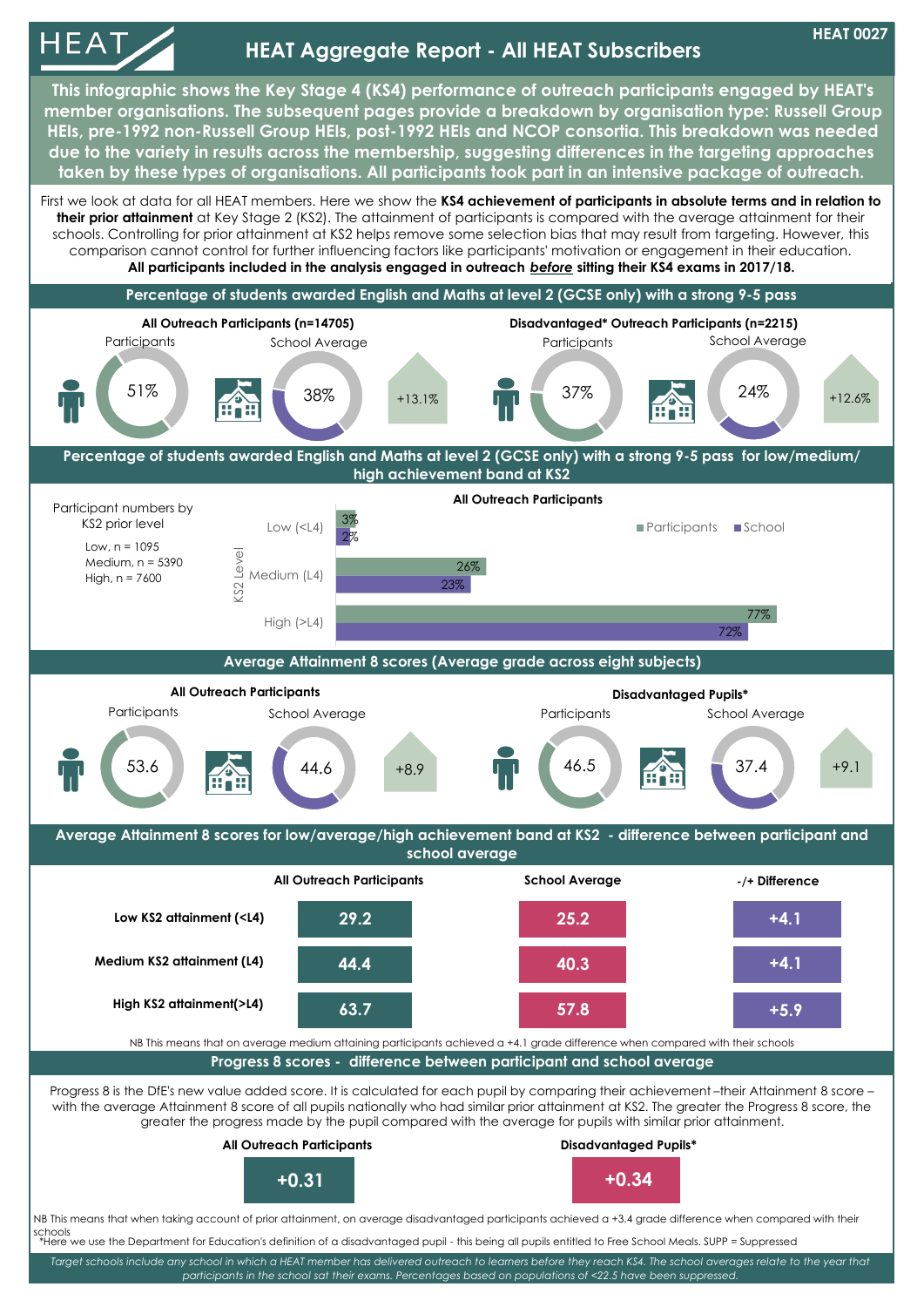# HEAT Aggregate Report - All HEAT Subscribers

HEAT 0027

**This infographic shows the Key Stage 4 (KS4) performance of outreach participants engaged by HEAT's member organisations. The subsequent pages provide a breakdown by organisation type: Russell Group HEIs, pre-1992 non-Russell Group HEIs, post-1992 HEIs and NCOP consortia. This breakdown was needed due to the variety in results across the membership, suggesting differences in the targeting approaches taken by these types of organisations. All participants took part in an intensive package of outreach.**

First we look at data for all HEAT members. Here we show the **KS4 achievement of participants in absolute terms and in relation to their prior attainment** at Key Stage 2 (KS2). The attainment of participants is compared with the average attainment for their schools. Controlling for prior attainment at KS2 helps remove some selection bias that may result from targeting. However, this comparison cannot control for further influencing factors like participants' motivation or engagement in their education. **All participants included in the analysis engaged in outreach *before* sitting their KS4 exams in 2017/18.**

## Percentage of students awarded English and Maths at level 2 (GCSE only) with a strong 9-5 pass

| | Participants | School Average | Difference |
|---|---|---|---|
| All Outreach Participants (n=14705) | 51% | 38% | +13.1% |
| Disadvantaged* Outreach Participants (n=2215) | 37% | 24% | +12.6% |

## Percentage of students awarded English and Maths at level 2 (GCSE only) with a strong 9-5 pass for low/medium/high achievement band at KS2

Participant numbers by KS2 prior level
- Low, n = 1095
- Medium, n = 5390
- High, n = 7600

**All Outreach Participants**

| KS2 Level | Participants | School |
|---|---|---|
| Low (<L4) | 3% | 2% |
| Medium (L4) | 26% | 23% |
| High (>L4) | 77% | 72% |

## Average Attainment 8 scores (Average grade across eight subjects)

| | Participants | School Average | Difference |
|---|---|---|---|
| All Outreach Participants | 53.6 | 44.6 | +8.9 |
| Disadvantaged Pupils* | 46.5 | 37.4 | +9.1 |

## Average Attainment 8 scores for low/average/high achievement band at KS2 - difference between participant and school average

| | All Outreach Participants | School Average | -/+ Difference |
|---|---|---|---|
| Low KS2 attainment (<L4) | 29.2 | 25.2 | +4.1 |
| Medium KS2 attainment (L4) | 44.4 | 40.3 | +4.1 |
| High KS2 attainment(>L4) | 63.7 | 57.8 | +5.9 |

NB This means that on average medium attaining participants achieved a +4.1 grade difference when compared with their schools

## Progress 8 scores - difference between participant and school average

Progress 8 is the DfE's new value added score. It is calculated for each pupil by comparing their achievement –their Attainment 8 score – with the average Attainment 8 score of all pupils nationally who had similar prior attainment at KS2. The greater the Progress 8 score, the greater the progress made by the pupil compared with the average for pupils with similar prior attainment.

| All Outreach Participants | Disadvantaged Pupils* |
|---|---|
| +0.31 | +0.34 |

NB This means that when taking account of prior attainment, on average disadvantaged participants achieved a +3.4 grade difference when compared with their schools

*Here we use the Department for Education's definition of a disadvantaged pupil - this being all pupils entitled to Free School Meals. SUPP = Suppressed

*Target schools include any school in which a HEAT member has delivered outreach to learners before they reach KS4. The school averages relate to the year that participants in the school sat their exams. Percentages based on populations of <22.5 have been suppressed.*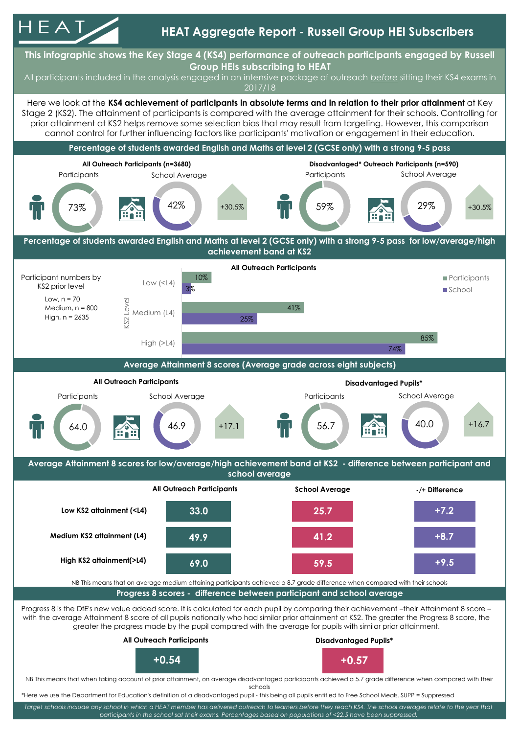# HEAT Aggregate Report - Russell Group HEI Subscribers

**This infographic shows the Key Stage 4 (KS4) performance of outreach participants engaged by Russell Group HEIs subscribing to HEAT**

All participants included in the analysis engaged in an intensive package of outreach *before* sitting their KS4 exams in 2017/18

Here we look at the **KS4 achievement of participants in absolute terms and in relation to their prior attainment** at Key Stage 2 (KS2). The attainment of participants is compared with the average attainment for their schools. Controlling for prior attainment at KS2 helps remove some selection bias that may result from targeting. However, this comparison cannot control for further influencing factors like participants' motivation or engagement in their education.

## Percentage of students awarded English and Maths at level 2 (GCSE only) with a strong 9-5 pass

| | Participants | School Average | Difference |
|---|---|---|---|
| All Outreach Participants (n=3680) | 73% | 42% | +30.5% |
| Disadvantaged* Outreach Participants (n=590) | 59% | 29% | +30.5% |

## Percentage of students awarded English and Maths at level 2 (GCSE only) with a strong 9-5 pass for low/average/high achievement band at KS2

**All Outreach Participants**

Participant numbers by KS2 prior level
- Low, n = 70
- Medium, n = 800
- High, n = 2635

| KS2 Level | Participants | School |
|---|---|---|
| Low (<L4) | 10% | 3% |
| Medium (L4) | 41% | 25% |
| High (>L4) | 85% | 74% |

## Average Attainment 8 scores (Average grade across eight subjects)

| | Participants | School Average | Difference |
|---|---|---|---|
| All Outreach Participants | 64.0 | 46.9 | +17.1 |
| Disadvantaged Pupils* | 56.7 | 40.0 | +16.7 |

## Average Attainment 8 scores for low/average/high achievement band at KS2 - difference between participant and school average

| | All Outreach Participants | School Average | -/+ Difference |
|---|---|---|---|
| Low KS2 attainment (<L4) | 33.0 | 25.7 | +7.2 |
| Medium KS2 attainment (L4) | 49.9 | 41.2 | +8.7 |
| High KS2 attainment(>L4) | 69.0 | 59.5 | +9.5 |

NB This means that on average medium attaining participants achieved a 8.7 grade difference when compared with their schools

## Progress 8 scores - difference between participant and school average

Progress 8 is the DfE's new value added score. It is calculated for each pupil by comparing their achievement –their Attainment 8 score – with the average Attainment 8 score of all pupils nationally who had similar prior attainment at KS2. The greater the Progress 8 score, the greater the progress made by the pupil compared with the average for pupils with similar prior attainment.

| All Outreach Participants | Disadvantaged Pupils* |
|---|---|
| +0.54 | +0.57 |

NB This means that when taking account of prior attainment, on average disadvantaged participants achieved a 5.7 grade difference when compared with their schools

*Here we use the Department for Education's definition of a disadvantaged pupil - this being all pupils entitled to Free School Meals. SUPP = Suppressed

*Target schools include any school in which a HEAT member has delivered outreach to learners before they reach KS4. The school averages relate to the year that participants in the school sat their exams. Percentages based on populations of <22.5 have been suppressed.*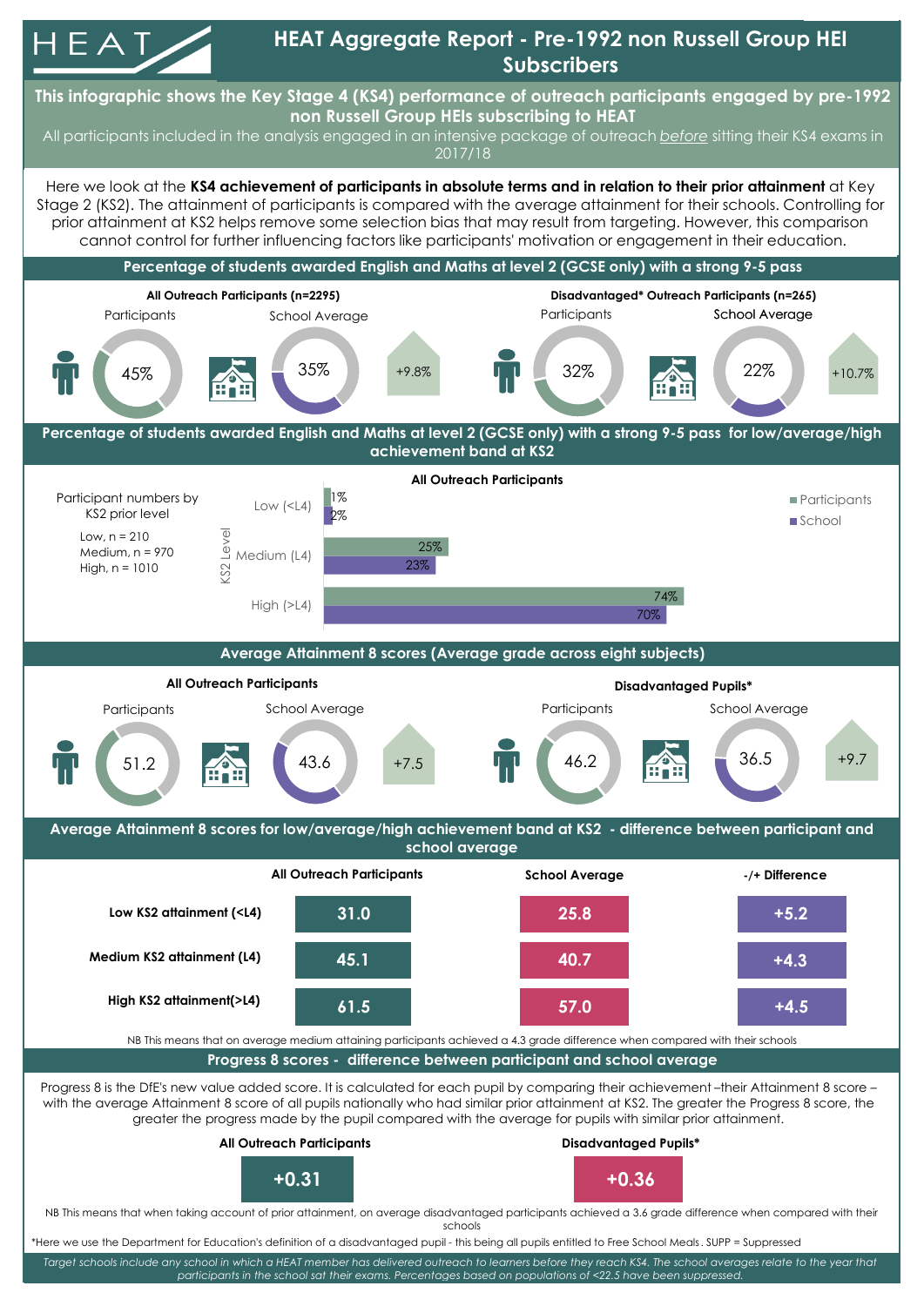# HEAT Aggregate Report - Pre-1992 non Russell Group HEI Subscribers

**This infographic shows the Key Stage 4 (KS4) performance of outreach participants engaged by pre-1992 non Russell Group HEIs subscribing to HEAT**

All participants included in the analysis engaged in an intensive package of outreach *before* sitting their KS4 exams in 2017/18

Here we look at the **KS4 achievement of participants in absolute terms and in relation to their prior attainment** at Key Stage 2 (KS2). The attainment of participants is compared with the average attainment for their schools. Controlling for prior attainment at KS2 helps remove some selection bias that may result from targeting. However, this comparison cannot control for further influencing factors like participants' motivation or engagement in their education.

## Percentage of students awarded English and Maths at level 2 (GCSE only) with a strong 9-5 pass

| | Participants | School Average | Difference |
|---|---|---|---|
| All Outreach Participants (n=2295) | 45% | 35% | +9.8% |
| Disadvantaged* Outreach Participants (n=265) | 32% | 22% | +10.7% |

## Percentage of students awarded English and Maths at level 2 (GCSE only) with a strong 9-5 pass for low/average/high achievement band at KS2

**All Outreach Participants**

Participant numbers by KS2 prior level

- Low, n = 210
- Medium, n = 970
- High, n = 1010

| KS2 Level | Participants | School |
|---|---|---|
| Low (<L4) | 1% | 2% |
| Medium (L4) | 25% | 23% |
| High (>L4) | 74% | 70% |

## Average Attainment 8 scores (Average grade across eight subjects)

| | Participants | School Average | Difference |
|---|---|---|---|
| All Outreach Participants | 51.2 | 43.6 | +7.5 |
| Disadvantaged Pupils* | 46.2 | 36.5 | +9.7 |

## Average Attainment 8 scores for low/average/high achievement band at KS2 - difference between participant and school average

| | All Outreach Participants | School Average | -/+ Difference |
|---|---|---|---|
| Low KS2 attainment (<L4) | 31.0 | 25.8 | +5.2 |
| Medium KS2 attainment (L4) | 45.1 | 40.7 | +4.3 |
| High KS2 attainment(>L4) | 61.5 | 57.0 | +4.5 |

NB This means that on average medium attaining participants achieved a 4.3 grade difference when compared with their schools

## Progress 8 scores - difference between participant and school average

Progress 8 is the DfE's new value added score. It is calculated for each pupil by comparing their achievement –their Attainment 8 score – with the average Attainment 8 score of all pupils nationally who had similar prior attainment at KS2. The greater the Progress 8 score, the greater the progress made by the pupil compared with the average for pupils with similar prior attainment.

| All Outreach Participants | Disadvantaged Pupils* |
|---|---|
| +0.31 | +0.36 |

NB This means that when taking account of prior attainment, on average disadvantaged participants achieved a 3.6 grade difference when compared with their schools

*Here we use the Department for Education's definition of a disadvantaged pupil - this being all pupils entitled to Free School Meals. SUPP = Suppressed

*Target schools include any school in which a HEAT member has delivered outreach to learners before they reach KS4. The school averages relate to the year that participants in the school sat their exams. Percentages based on populations of <22.5 have been suppressed.*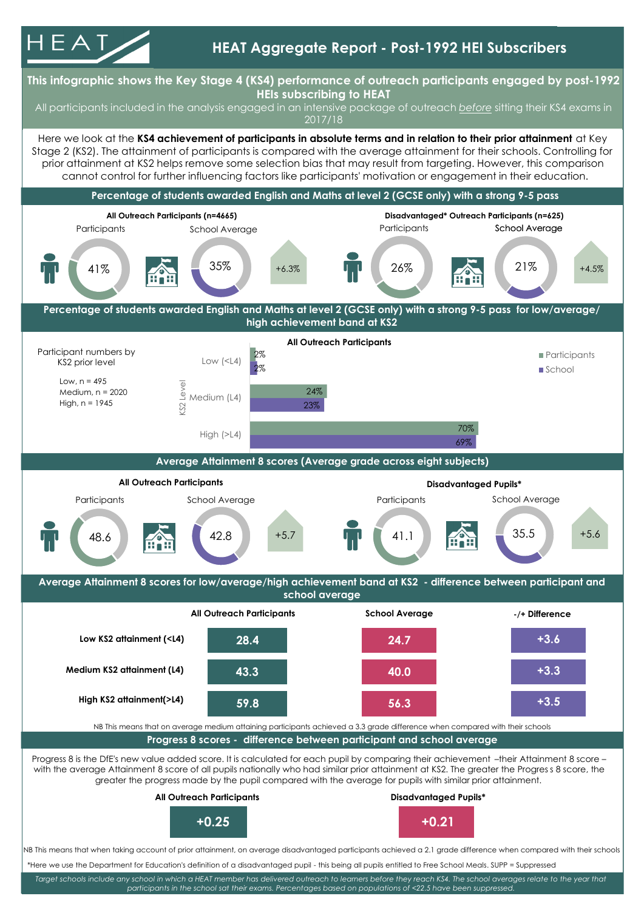# HEAT Aggregate Report - Post-1992 HEI Subscribers

**This infographic shows the Key Stage 4 (KS4) performance of outreach participants engaged by post-1992 HEIs subscribing to HEAT**

All participants included in the analysis engaged in an intensive package of outreach *before* sitting their KS4 exams in 2017/18

Here we look at the **KS4 achievement of participants in absolute terms and in relation to their prior attainment** at Key Stage 2 (KS2). The attainment of participants is compared with the average attainment for their schools. Controlling for prior attainment at KS2 helps remove some selection bias that may result from targeting. However, this comparison cannot control for further influencing factors like participants' motivation or engagement in their education.

## Percentage of students awarded English and Maths at level 2 (GCSE only) with a strong 9-5 pass

| | Participants | School Average | Difference |
|---|---|---|---|
| All Outreach Participants (n=4665) | 41% | 35% | +6.3% |
| Disadvantaged* Outreach Participants (n=625) | 26% | 21% | +4.5% |

## Percentage of students awarded English and Maths at level 2 (GCSE only) with a strong 9-5 pass for low/average/high achievement band at KS2

**All Outreach Participants**

Participant numbers by KS2 prior level

- Low, n = 495
- Medium, n = 2020
- High, n = 1945

| KS2 Level | Participants | School |
|---|---|---|
| Low (<L4) | 2% | 2% |
| Medium (L4) | 24% | 23% |
| High (>L4) | 70% | 69% |

## Average Attainment 8 scores (Average grade across eight subjects)

| | Participants | School Average | Difference |
|---|---|---|---|
| All Outreach Participants | 48.6 | 42.8 | +5.7 |
| Disadvantaged Pupils* | 41.1 | 35.5 | +5.6 |

## Average Attainment 8 scores for low/average/high achievement band at KS2 - difference between participant and school average

| | All Outreach Participants | School Average | -/+ Difference |
|---|---|---|---|
| **Low KS2 attainment (<L4)** | 28.4 | 24.7 | +3.6 |
| **Medium KS2 attainment (L4)** | 43.3 | 40.0 | +3.3 |
| **High KS2 attainment(>L4)** | 59.8 | 56.3 | +3.5 |

NB This means that on average medium attaining participants achieved a 3.3 grade difference when compared with their schools

## Progress 8 scores - difference between participant and school average

Progress 8 is the DfE's new value added score. It is calculated for each pupil by comparing their achievement –their Attainment 8 score – with the average Attainment 8 score of all pupils nationally who had similar prior attainment at KS2. The greater the Progress 8 score, the greater the progress made by the pupil compared with the average for pupils with similar prior attainment.

| All Outreach Participants | Disadvantaged Pupils* |
|---|---|
| +0.25 | +0.21 |

NB This means that when taking account of prior attainment, on average disadvantaged participants achieved a 2.1 grade difference when compared with their schools

*Here we use the Department for Education's definition of a disadvantaged pupil - this being all pupils entitled to Free School Meals. SUPP = Suppressed

*Target schools include any school in which a HEAT member has delivered outreach to learners before they reach KS4. The school averages relate to the year that participants in the school sat their exams. Percentages based on populations of <22.5 have been suppressed.*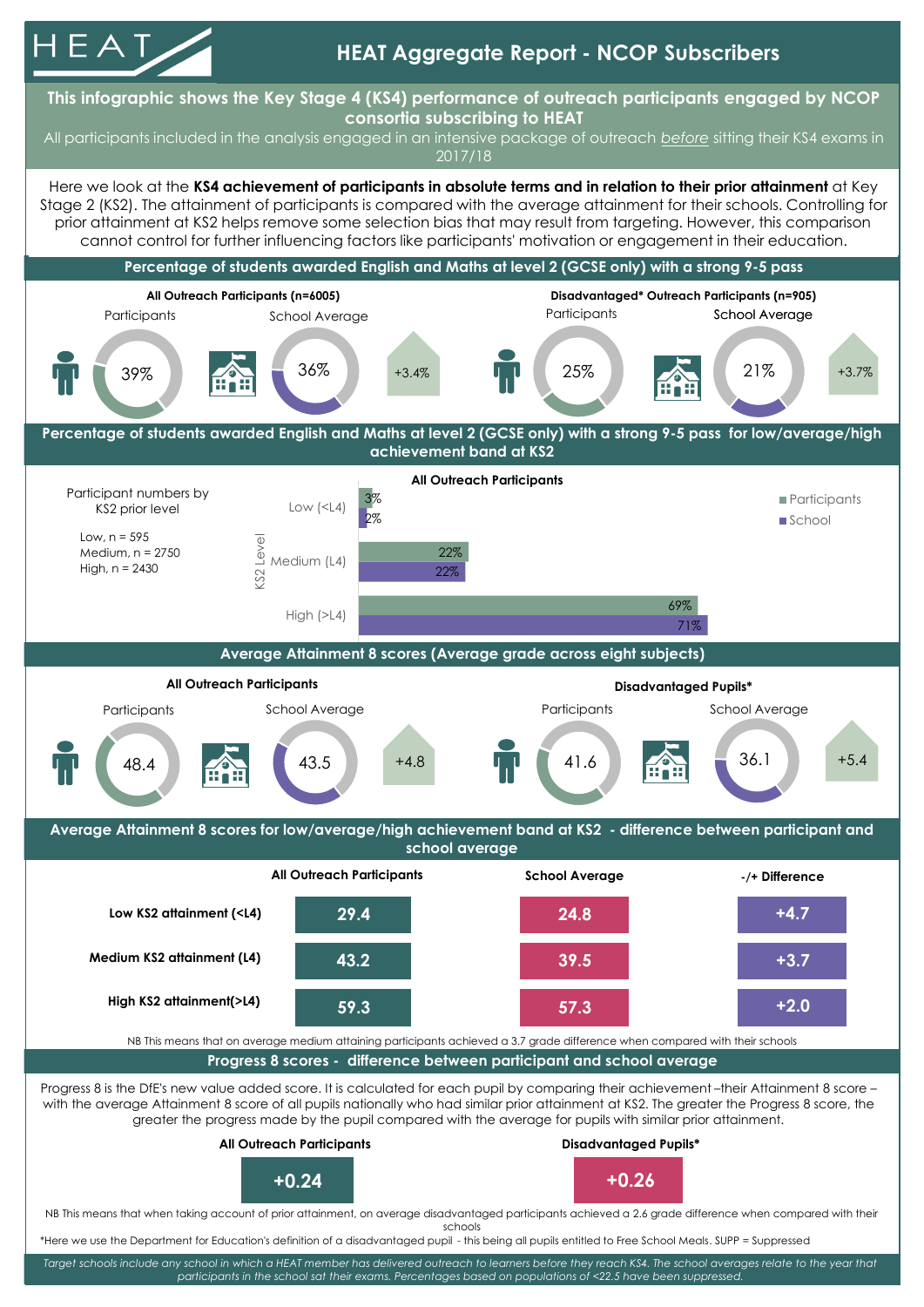# HEAT Aggregate Report - NCOP Subscribers

**This infographic shows the Key Stage 4 (KS4) performance of outreach participants engaged by NCOP consortia subscribing to HEAT**

All participants included in the analysis engaged in an intensive package of outreach *before* sitting their KS4 exams in 2017/18

Here we look at the **KS4 achievement of participants in absolute terms and in relation to their prior attainment** at Key Stage 2 (KS2). The attainment of participants is compared with the average attainment for their schools. Controlling for prior attainment at KS2 helps remove some selection bias that may result from targeting. However, this comparison cannot control for further influencing factors like participants' motivation or engagement in their education.

## Percentage of students awarded English and Maths at level 2 (GCSE only) with a strong 9-5 pass

**All Outreach Participants (n=6005)**

Participants 39%

School Average 36%

+3.4%

**Disadvantaged* Outreach Participants (n=905)**

Participants 25%

School Average 21%

+3.7%

## Percentage of students awarded English and Maths at level 2 (GCSE only) with a strong 9-5 pass for low/average/high achievement band at KS2

Participant numbers by KS2 prior level

Low, n = 595

Medium, n = 2750

High, n = 2430

**All Outreach Participants**

KS2 Level

Low (<L4): Participants 3%, School 2%

Medium (L4): Participants 22%, School 22%

High (>L4): Participants 69%, School 71%

## Average Attainment 8 scores (Average grade across eight subjects)

**All Outreach Participants**

Participants 48.4

School Average 43.5

+4.8

**Disadvantaged Pupils***

Participants 41.6

School Average 36.1

+5.4

## Average Attainment 8 scores for low/average/high achievement band at KS2 - difference between participant and school average

| | All Outreach Participants | School Average | -/+ Difference |
|---|---|---|---|
| **Low KS2 attainment (<L4)** | 29.4 | 24.8 | +4.7 |
| **Medium KS2 attainment (L4)** | 43.2 | 39.5 | +3.7 |
| **High KS2 attainment(>L4)** | 59.3 | 57.3 | +2.0 |

NB This means that on average medium attaining participants achieved a 3.7 grade difference when compared with their schools

## Progress 8 scores - difference between participant and school average

Progress 8 is the DfE's new value added score. It is calculated for each pupil by comparing their achievement –their Attainment 8 score – with the average Attainment 8 score of all pupils nationally who had similar prior attainment at KS2. The greater the Progress 8 score, the greater the progress made by the pupil compared with the average for pupils with similar prior attainment.

| All Outreach Participants | Disadvantaged Pupils* |
|---|---|
| +0.24 | +0.26 |

NB This means that when taking account of prior attainment, on average disadvantaged participants achieved a 2.6 grade difference when compared with their schools

*Here we use the Department for Education's definition of a disadvantaged pupil - this being all pupils entitled to Free School Meals. SUPP = Suppressed

*Target schools include any school in which a HEAT member has delivered outreach to learners before they reach KS4. The school averages relate to the year that participants in the school sat their exams. Percentages based on populations of <22.5 have been suppressed.*